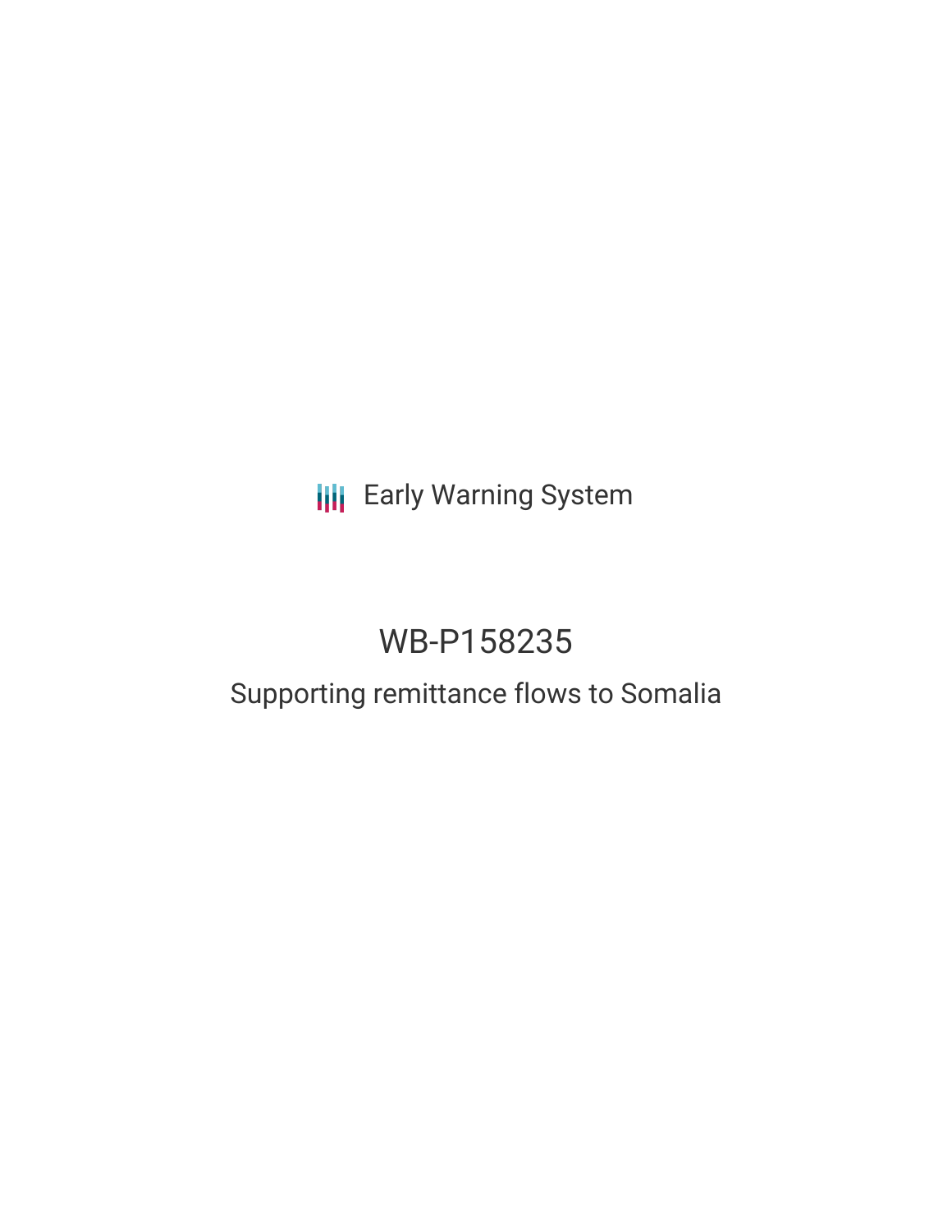Early Warning System

# WB-P158235

## Supporting remittance flows to Somalia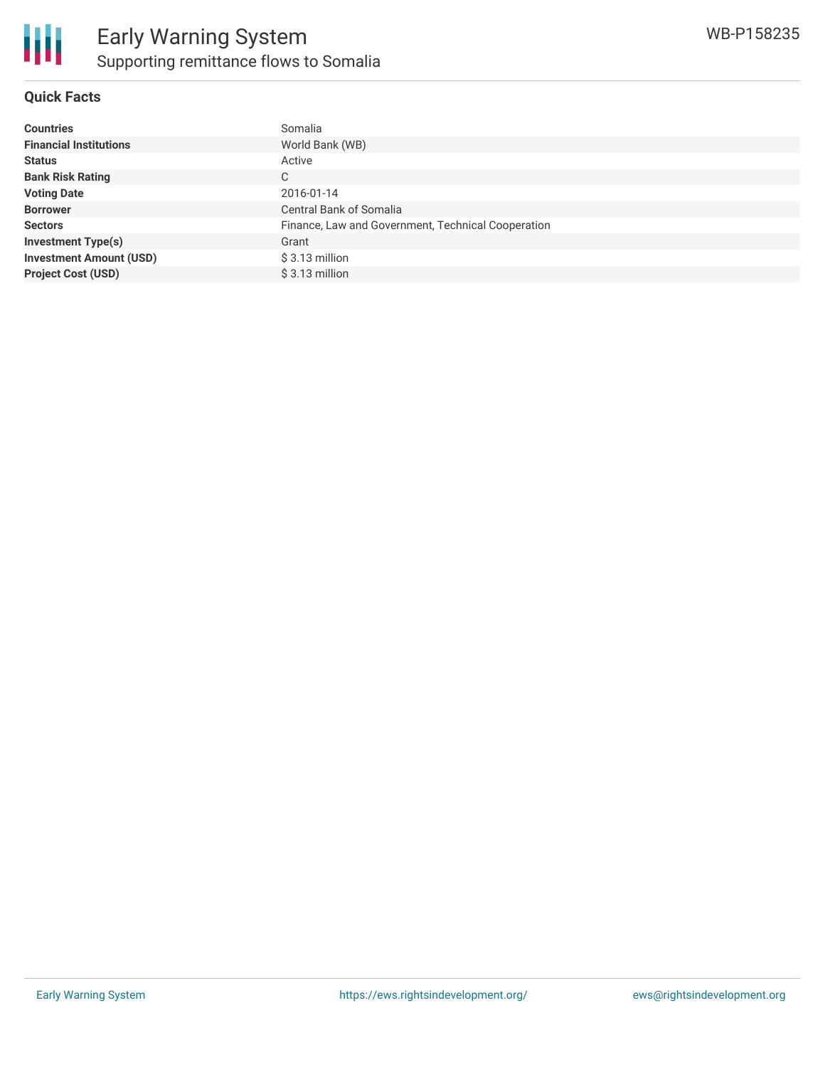# Early Warning System

## Supporting remittance flows to Somalia

WB-P158235

### Quick Facts

| | |
|---|---|
| **Countries** | Somalia |
| **Financial Institutions** | World Bank (WB) |
| **Status** | Active |
| **Bank Risk Rating** | C |
| **Voting Date** | 2016-01-14 |
| **Borrower** | Central Bank of Somalia |
| **Sectors** | Finance, Law and Government, Technical Cooperation |
| **Investment Type(s)** | Grant |
| **Investment Amount (USD)** | $ 3.13 million |
| **Project Cost (USD)** | $ 3.13 million |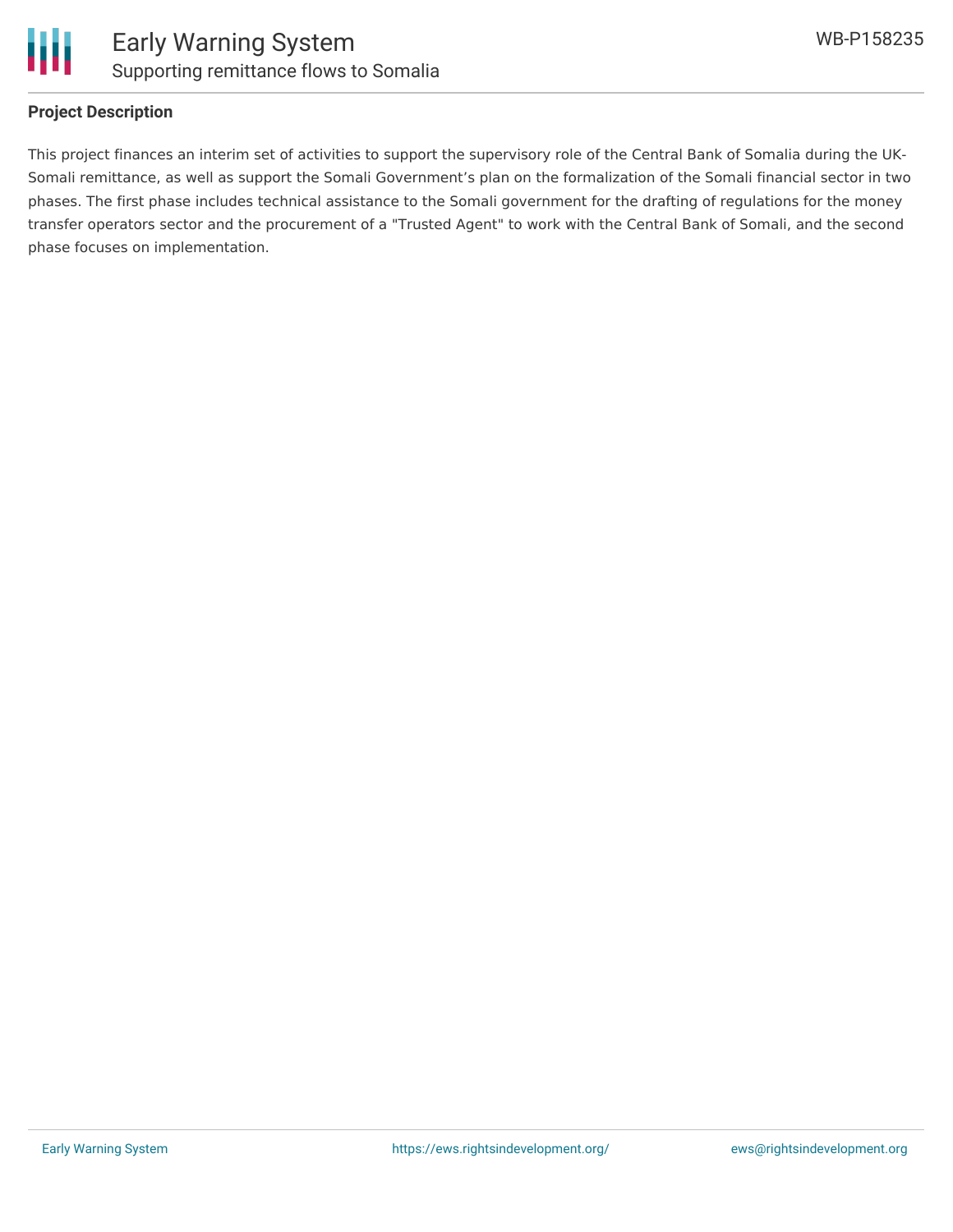## Project Description

This project finances an interim set of activities to support the supervisory role of the Central Bank of Somalia during the UK-Somali remittance, as well as support the Somali Government's plan on the formalization of the Somali financial sector in two phases. The first phase includes technical assistance to the Somali government for the drafting of regulations for the money transfer operators sector and the procurement of a "Trusted Agent" to work with the Central Bank of Somali, and the second phase focuses on implementation.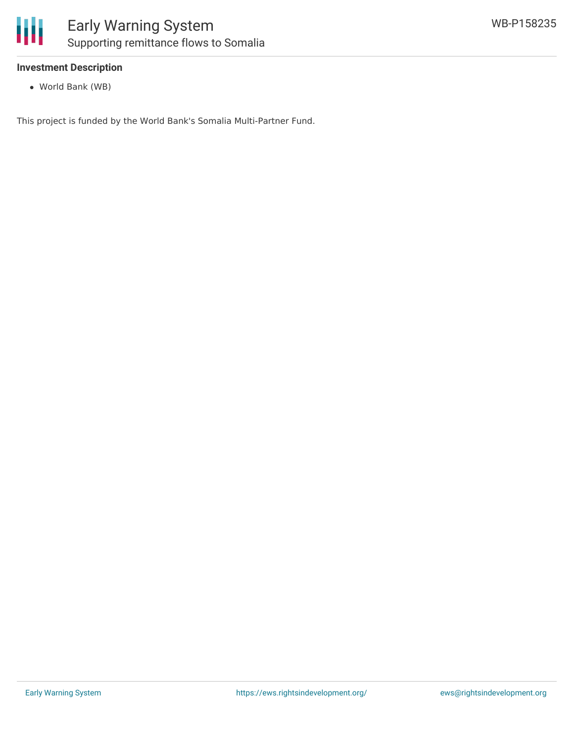### Investment Description

- World Bank (WB)

This project is funded by the World Bank's Somalia Multi-Partner Fund.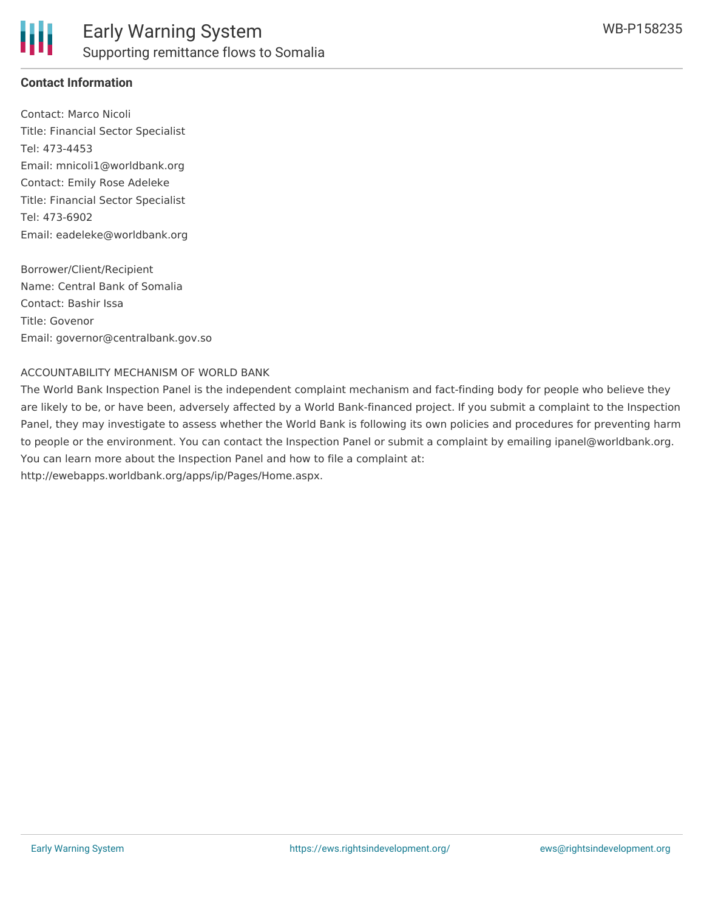**Contact Information**

Contact: Marco Nicoli
Title: Financial Sector Specialist
Tel: 473-4453
Email: mnicoli1@worldbank.org
Contact: Emily Rose Adeleke
Title: Financial Sector Specialist
Tel: 473-6902
Email: eadeleke@worldbank.org

Borrower/Client/Recipient
Name: Central Bank of Somalia
Contact: Bashir Issa
Title: Govenor
Email: governor@centralbank.gov.so

ACCOUNTABILITY MECHANISM OF WORLD BANK
The World Bank Inspection Panel is the independent complaint mechanism and fact-finding body for people who believe they are likely to be, or have been, adversely affected by a World Bank-financed project. If you submit a complaint to the Inspection Panel, they may investigate to assess whether the World Bank is following its own policies and procedures for preventing harm to people or the environment. You can contact the Inspection Panel or submit a complaint by emailing ipanel@worldbank.org. You can learn more about the Inspection Panel and how to file a complaint at: http://ewebapps.worldbank.org/apps/ip/Pages/Home.aspx.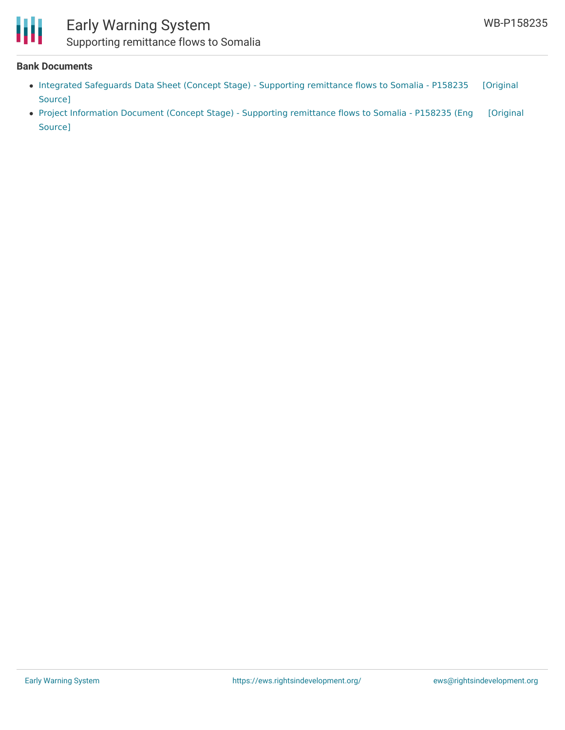## Bank Documents

- Integrated Safeguards Data Sheet (Concept Stage) - Supporting remittance flows to Somalia - P158235 [Original Source]
- Project Information Document (Concept Stage) - Supporting remittance flows to Somalia - P158235 (Eng [Original Source]